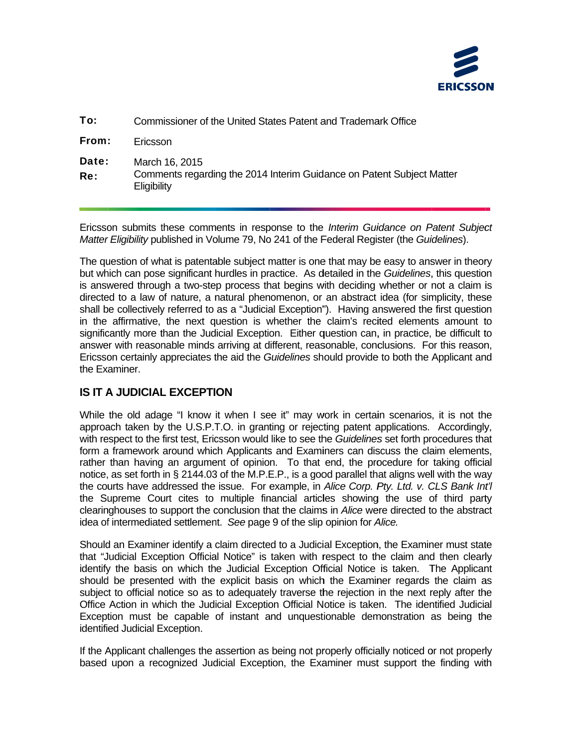**ERICSSON**

| | |
|---|---|
| **To:** | Commissioner of the United States Patent and Trademark Office |
| **From:** | Ericsson |
| **Date:** | March 16, 2015 |
| **Re:** | Comments regarding the 2014 Interim Guidance on Patent Subject Matter Eligibility |

Ericsson submits these comments in response to the *Interim Guidance on Patent Subject Matter Eligibility* published in Volume 79, No 241 of the Federal Register (the *Guidelines*).

The question of what is patentable subject matter is one that may be easy to answer in theory but which can pose significant hurdles in practice. As detailed in the *Guidelines*, this question is answered through a two-step process that begins with deciding whether or not a claim is directed to a law of nature, a natural phenomenon, or an abstract idea (for simplicity, these shall be collectively referred to as a "Judicial Exception"). Having answered the first question in the affirmative, the next question is whether the claim's recited elements amount to significantly more than the Judicial Exception. Either question can, in practice, be difficult to answer with reasonable minds arriving at different, reasonable, conclusions. For this reason, Ericsson certainly appreciates the aid the *Guidelines* should provide to both the Applicant and the Examiner.

## IS IT A JUDICIAL EXCEPTION

While the old adage "I know it when I see it" may work in certain scenarios, it is not the approach taken by the U.S.P.T.O. in granting or rejecting patent applications. Accordingly, with respect to the first test, Ericsson would like to see the *Guidelines* set forth procedures that form a framework around which Applicants and Examiners can discuss the claim elements, rather than having an argument of opinion. To that end, the procedure for taking official notice, as set forth in § 2144.03 of the M.P.E.P., is a good parallel that aligns well with the way the courts have addressed the issue. For example, in *Alice Corp. Pty. Ltd. v. CLS Bank Int'l* the Supreme Court cites to multiple financial articles showing the use of third party clearinghouses to support the conclusion that the claims in *Alice* were directed to the abstract idea of intermediated settlement. *See* page 9 of the slip opinion for *Alice.*

Should an Examiner identify a claim directed to a Judicial Exception, the Examiner must state that "Judicial Exception Official Notice" is taken with respect to the claim and then clearly identify the basis on which the Judicial Exception Official Notice is taken. The Applicant should be presented with the explicit basis on which the Examiner regards the claim as subject to official notice so as to adequately traverse the rejection in the next reply after the Office Action in which the Judicial Exception Official Notice is taken. The identified Judicial Exception must be capable of instant and unquestionable demonstration as being the identified Judicial Exception.

If the Applicant challenges the assertion as being not properly officially noticed or not properly based upon a recognized Judicial Exception, the Examiner must support the finding with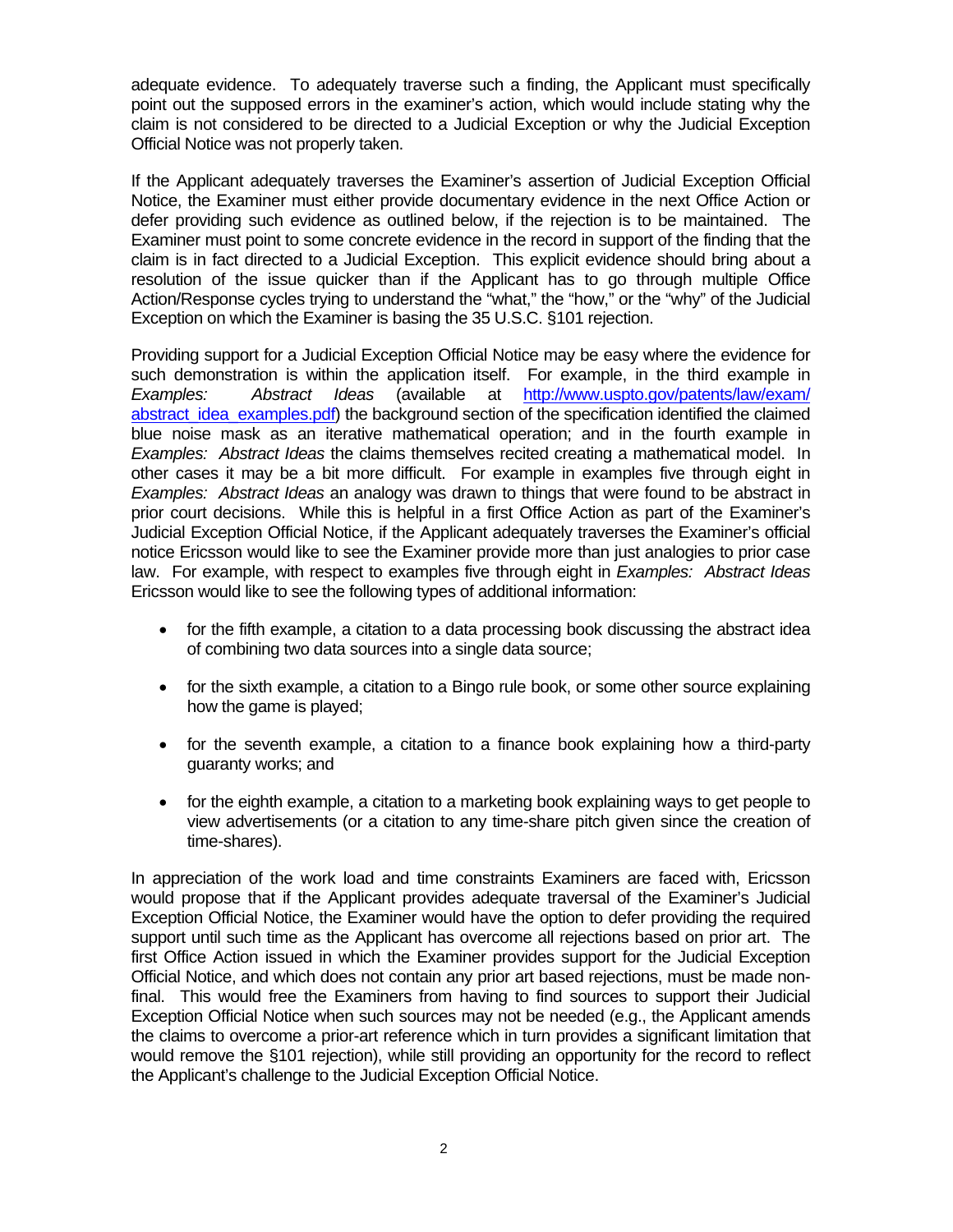adequate evidence. To adequately traverse such a finding, the Applicant must specifically point out the supposed errors in the examiner's action, which would include stating why the claim is not considered to be directed to a Judicial Exception or why the Judicial Exception Official Notice was not properly taken.

If the Applicant adequately traverses the Examiner's assertion of Judicial Exception Official Notice, the Examiner must either provide documentary evidence in the next Office Action or defer providing such evidence as outlined below, if the rejection is to be maintained. The Examiner must point to some concrete evidence in the record in support of the finding that the claim is in fact directed to a Judicial Exception. This explicit evidence should bring about a resolution of the issue quicker than if the Applicant has to go through multiple Office Action/Response cycles trying to understand the "what," the "how," or the "why" of the Judicial Exception on which the Examiner is basing the 35 U.S.C. §101 rejection.

Providing support for a Judicial Exception Official Notice may be easy where the evidence for such demonstration is within the application itself. For example, in the third example in *Examples: Abstract Ideas* (available at [http://www.uspto.gov/patents/law/exam/abstract_idea_examples.pdf](http://www.uspto.gov/patents/law/exam/abstract_idea_examples.pdf)) the background section of the specification identified the claimed blue noise mask as an iterative mathematical operation; and in the fourth example in *Examples: Abstract Ideas* the claims themselves recited creating a mathematical model. In other cases it may be a bit more difficult. For example in examples five through eight in *Examples: Abstract Ideas* an analogy was drawn to things that were found to be abstract in prior court decisions. While this is helpful in a first Office Action as part of the Examiner's Judicial Exception Official Notice, if the Applicant adequately traverses the Examiner's official notice Ericsson would like to see the Examiner provide more than just analogies to prior case law. For example, with respect to examples five through eight in *Examples: Abstract Ideas* Ericsson would like to see the following types of additional information:

- for the fifth example, a citation to a data processing book discussing the abstract idea of combining two data sources into a single data source;
- for the sixth example, a citation to a Bingo rule book, or some other source explaining how the game is played;
- for the seventh example, a citation to a finance book explaining how a third-party guaranty works; and
- for the eighth example, a citation to a marketing book explaining ways to get people to view advertisements (or a citation to any time-share pitch given since the creation of time-shares).

In appreciation of the work load and time constraints Examiners are faced with, Ericsson would propose that if the Applicant provides adequate traversal of the Examiner's Judicial Exception Official Notice, the Examiner would have the option to defer providing the required support until such time as the Applicant has overcome all rejections based on prior art. The first Office Action issued in which the Examiner provides support for the Judicial Exception Official Notice, and which does not contain any prior art based rejections, must be made non-final. This would free the Examiners from having to find sources to support their Judicial Exception Official Notice when such sources may not be needed (e.g., the Applicant amends the claims to overcome a prior-art reference which in turn provides a significant limitation that would remove the §101 rejection), while still providing an opportunity for the record to reflect the Applicant's challenge to the Judicial Exception Official Notice.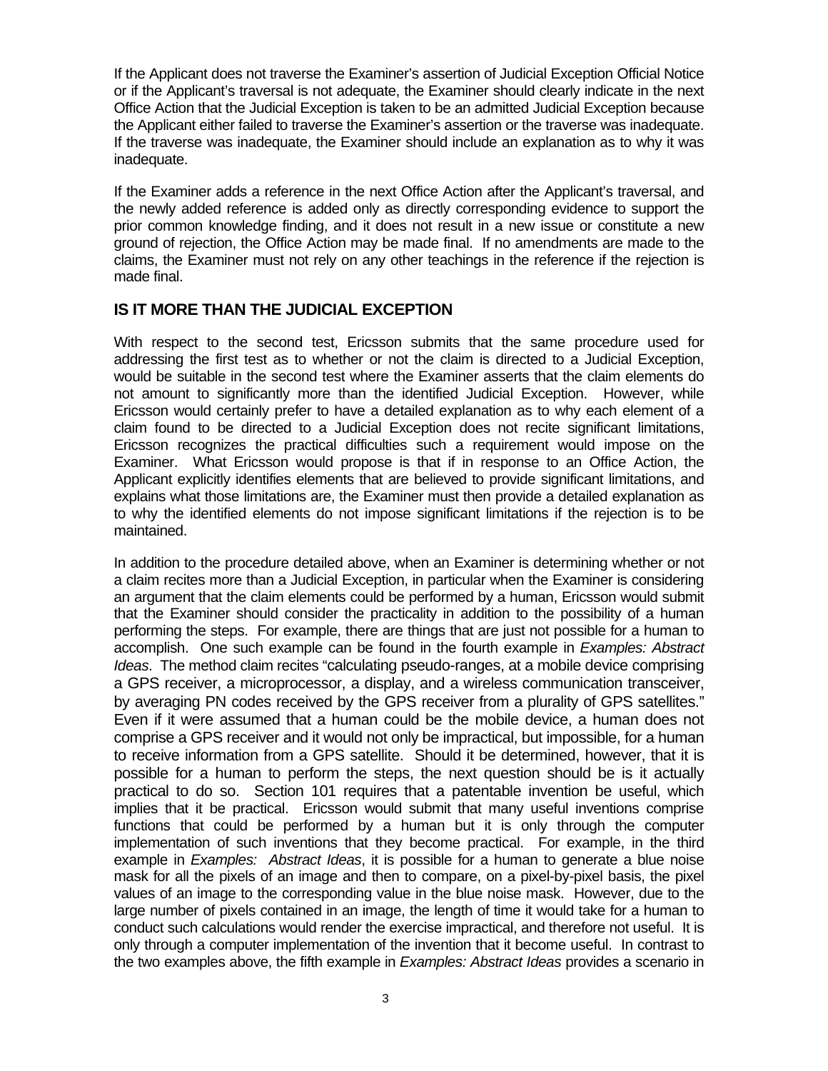If the Applicant does not traverse the Examiner's assertion of Judicial Exception Official Notice or if the Applicant's traversal is not adequate, the Examiner should clearly indicate in the next Office Action that the Judicial Exception is taken to be an admitted Judicial Exception because the Applicant either failed to traverse the Examiner's assertion or the traverse was inadequate. If the traverse was inadequate, the Examiner should include an explanation as to why it was inadequate.

If the Examiner adds a reference in the next Office Action after the Applicant's traversal, and the newly added reference is added only as directly corresponding evidence to support the prior common knowledge finding, and it does not result in a new issue or constitute a new ground of rejection, the Office Action may be made final. If no amendments are made to the claims, the Examiner must not rely on any other teachings in the reference if the rejection is made final.

## IS IT MORE THAN THE JUDICIAL EXCEPTION

With respect to the second test, Ericsson submits that the same procedure used for addressing the first test as to whether or not the claim is directed to a Judicial Exception, would be suitable in the second test where the Examiner asserts that the claim elements do not amount to significantly more than the identified Judicial Exception. However, while Ericsson would certainly prefer to have a detailed explanation as to why each element of a claim found to be directed to a Judicial Exception does not recite significant limitations, Ericsson recognizes the practical difficulties such a requirement would impose on the Examiner. What Ericsson would propose is that if in response to an Office Action, the Applicant explicitly identifies elements that are believed to provide significant limitations, and explains what those limitations are, the Examiner must then provide a detailed explanation as to why the identified elements do not impose significant limitations if the rejection is to be maintained.

In addition to the procedure detailed above, when an Examiner is determining whether or not a claim recites more than a Judicial Exception, in particular when the Examiner is considering an argument that the claim elements could be performed by a human, Ericsson would submit that the Examiner should consider the practicality in addition to the possibility of a human performing the steps. For example, there are things that are just not possible for a human to accomplish. One such example can be found in the fourth example in *Examples: Abstract Ideas*. The method claim recites "calculating pseudo-ranges, at a mobile device comprising a GPS receiver, a microprocessor, a display, and a wireless communication transceiver, by averaging PN codes received by the GPS receiver from a plurality of GPS satellites." Even if it were assumed that a human could be the mobile device, a human does not comprise a GPS receiver and it would not only be impractical, but impossible, for a human to receive information from a GPS satellite. Should it be determined, however, that it is possible for a human to perform the steps, the next question should be is it actually practical to do so. Section 101 requires that a patentable invention be useful, which implies that it be practical. Ericsson would submit that many useful inventions comprise functions that could be performed by a human but it is only through the computer implementation of such inventions that they become practical. For example, in the third example in *Examples: Abstract Ideas*, it is possible for a human to generate a blue noise mask for all the pixels of an image and then to compare, on a pixel-by-pixel basis, the pixel values of an image to the corresponding value in the blue noise mask. However, due to the large number of pixels contained in an image, the length of time it would take for a human to conduct such calculations would render the exercise impractical, and therefore not useful. It is only through a computer implementation of the invention that it become useful. In contrast to the two examples above, the fifth example in *Examples: Abstract Ideas* provides a scenario in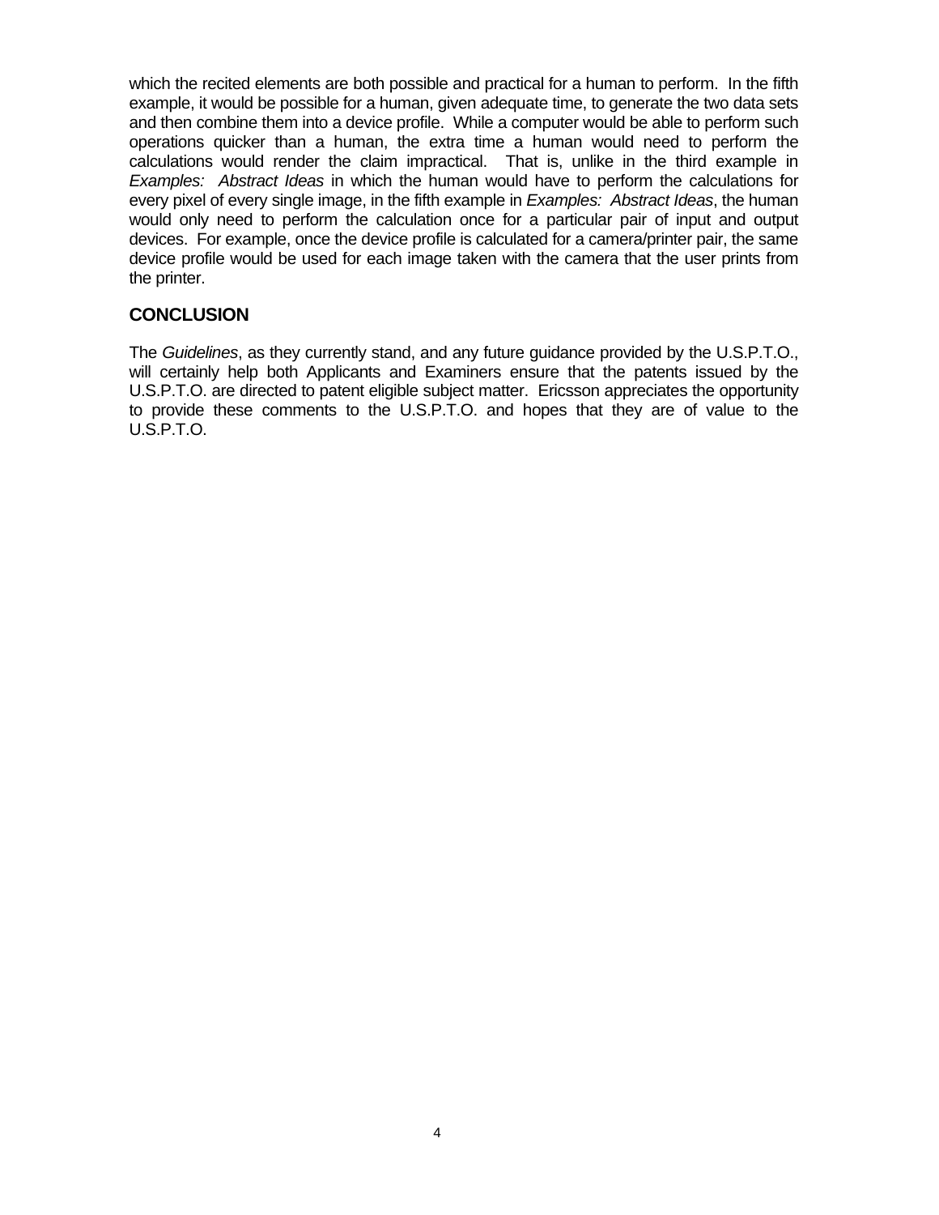which the recited elements are both possible and practical for a human to perform. In the fifth example, it would be possible for a human, given adequate time, to generate the two data sets and then combine them into a device profile. While a computer would be able to perform such operations quicker than a human, the extra time a human would need to perform the calculations would render the claim impractical. That is, unlike in the third example in *Examples: Abstract Ideas* in which the human would have to perform the calculations for every pixel of every single image, in the fifth example in *Examples: Abstract Ideas*, the human would only need to perform the calculation once for a particular pair of input and output devices. For example, once the device profile is calculated for a camera/printer pair, the same device profile would be used for each image taken with the camera that the user prints from the printer.

## CONCLUSION

The *Guidelines*, as they currently stand, and any future guidance provided by the U.S.P.T.O., will certainly help both Applicants and Examiners ensure that the patents issued by the U.S.P.T.O. are directed to patent eligible subject matter. Ericsson appreciates the opportunity to provide these comments to the U.S.P.T.O. and hopes that they are of value to the U.S.P.T.O.